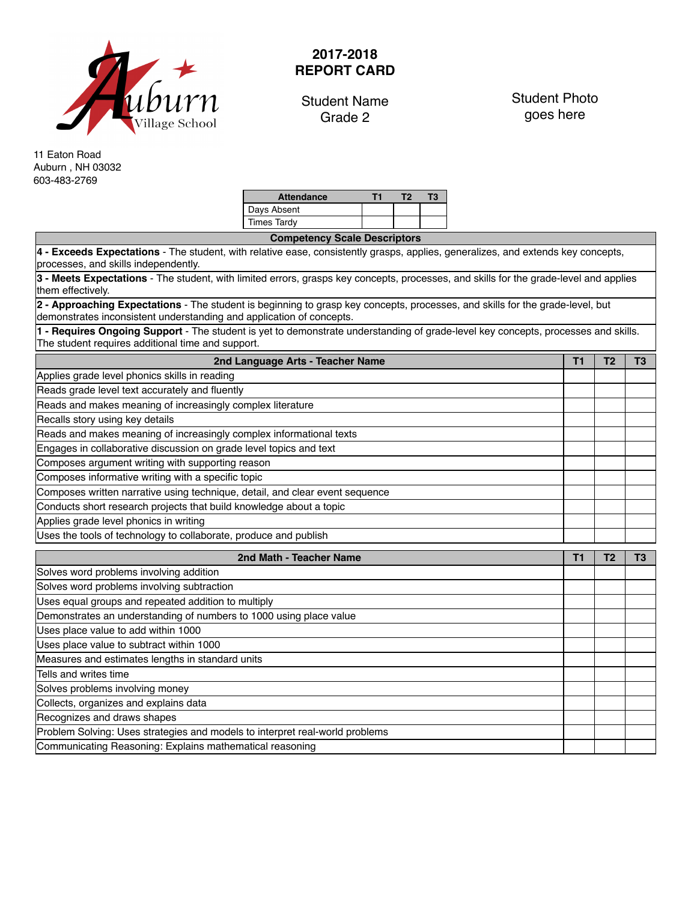Auburn Village School

# 2017-2018 REPORT CARD

Student Name
Grade 2

Student Photo goes here

11 Eaton Road
Auburn , NH 03032
603-483-2769

| Attendance | T1 | T2 | T3 |
|---|---|---|---|
| Days Absent | | | |
| Times Tardy | | | |

| Competency Scale Descriptors |
|---|
| **4 - Exceeds Expectations** - The student, with relative ease, consistently grasps, applies, generalizes, and extends key concepts, processes, and skills independently. |
| **3 - Meets Expectations** - The student, with limited errors, grasps key concepts, processes, and skills for the grade-level and applies them effectively. |
| **2 - Approaching Expectations** - The student is beginning to grasp key concepts, processes, and skills for the grade-level, but demonstrates inconsistent understanding and application of concepts. |
| **1 - Requires Ongoing Support** - The student is yet to demonstrate understanding of grade-level key concepts, processes and skills. The student requires additional time and support. |

| 2nd Language Arts - Teacher Name | T1 | T2 | T3 |
|---|---|---|---|
| Applies grade level phonics skills in reading | | | |
| Reads grade level text accurately and fluently | | | |
| Reads and makes meaning of increasingly complex literature | | | |
| Recalls story using key details | | | |
| Reads and makes meaning of increasingly complex informational texts | | | |
| Engages in collaborative discussion on grade level topics and text | | | |
| Composes argument writing with supporting reason | | | |
| Composes informative writing with a specific topic | | | |
| Composes written narrative using technique, detail, and clear event sequence | | | |
| Conducts short research projects that build knowledge about a topic | | | |
| Applies grade level phonics in writing | | | |
| Uses the tools of technology to collaborate, produce and publish | | | |

| 2nd Math - Teacher Name | T1 | T2 | T3 |
|---|---|---|---|
| Solves word problems involving addition | | | |
| Solves word problems involving subtraction | | | |
| Uses equal groups and repeated addition to multiply | | | |
| Demonstrates an understanding of numbers to 1000 using place value | | | |
| Uses place value to add within 1000 | | | |
| Uses place value to subtract within 1000 | | | |
| Measures and estimates lengths in standard units | | | |
| Tells and writes time | | | |
| Solves problems involving money | | | |
| Collects, organizes and explains data | | | |
| Recognizes and draws shapes | | | |
| Problem Solving: Uses strategies and models to interpret real-world problems | | | |
| Communicating Reasoning: Explains mathematical reasoning | | | |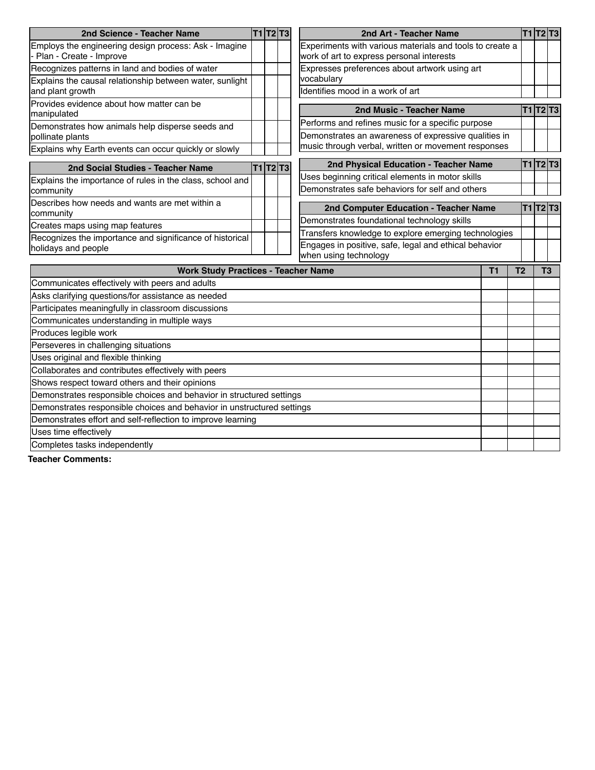| 2nd Science - Teacher Name | T1 | T2 | T3 |
|---|---|---|---|
| Employs the engineering design process: Ask - Imagine - Plan - Create - Improve | | | |
| Recognizes patterns in land and bodies of water | | | |
| Explains the causal relationship between water, sunlight and plant growth | | | |
| Provides evidence about how matter can be manipulated | | | |
| Demonstrates how animals help disperse seeds and pollinate plants | | | |
| Explains why Earth events can occur quickly or slowly | | | |

| 2nd Social Studies - Teacher Name | T1 | T2 | T3 |
|---|---|---|---|
| Explains the importance of rules in the class, school and community | | | |
| Describes how needs and wants are met within a community | | | |
| Creates maps using map features | | | |
| Recognizes the importance and significance of historical holidays and people | | | |

| 2nd Art - Teacher Name | T1 | T2 | T3 |
|---|---|---|---|
| Experiments with various materials and tools to create a work of art to express personal interests | | | |
| Expresses preferences about artwork using art vocabulary | | | |
| Identifies mood in a work of art | | | |

| 2nd Music - Teacher Name | T1 | T2 | T3 |
|---|---|---|---|
| Performs and refines music for a specific purpose | | | |
| Demonstrates an awareness of expressive qualities in music through verbal, written or movement responses | | | |

| 2nd Physical Education - Teacher Name | T1 | T2 | T3 |
|---|---|---|---|
| Uses beginning critical elements in motor skills | | | |
| Demonstrates safe behaviors for self and others | | | |

| 2nd Computer Education - Teacher Name | T1 | T2 | T3 |
|---|---|---|---|
| Demonstrates foundational technology skills | | | |
| Transfers knowledge to explore emerging technologies | | | |
| Engages in positive, safe, legal and ethical behavior when using technology | | | |

| Work Study Practices - Teacher Name | T1 | T2 | T3 |
|---|---|---|---|
| Communicates effectively with peers and adults | | | |
| Asks clarifying questions/for assistance as needed | | | |
| Participates meaningfully in classroom discussions | | | |
| Communicates understanding in multiple ways | | | |
| Produces legible work | | | |
| Perseveres in challenging situations | | | |
| Uses original and flexible thinking | | | |
| Collaborates and contributes effectively with peers | | | |
| Shows respect toward others and their opinions | | | |
| Demonstrates responsible choices and behavior in structured settings | | | |
| Demonstrates responsible choices and behavior in unstructured settings | | | |
| Demonstrates effort and self-reflection to improve learning | | | |
| Uses time effectively | | | |
| Completes tasks independently | | | |

**Teacher Comments:**